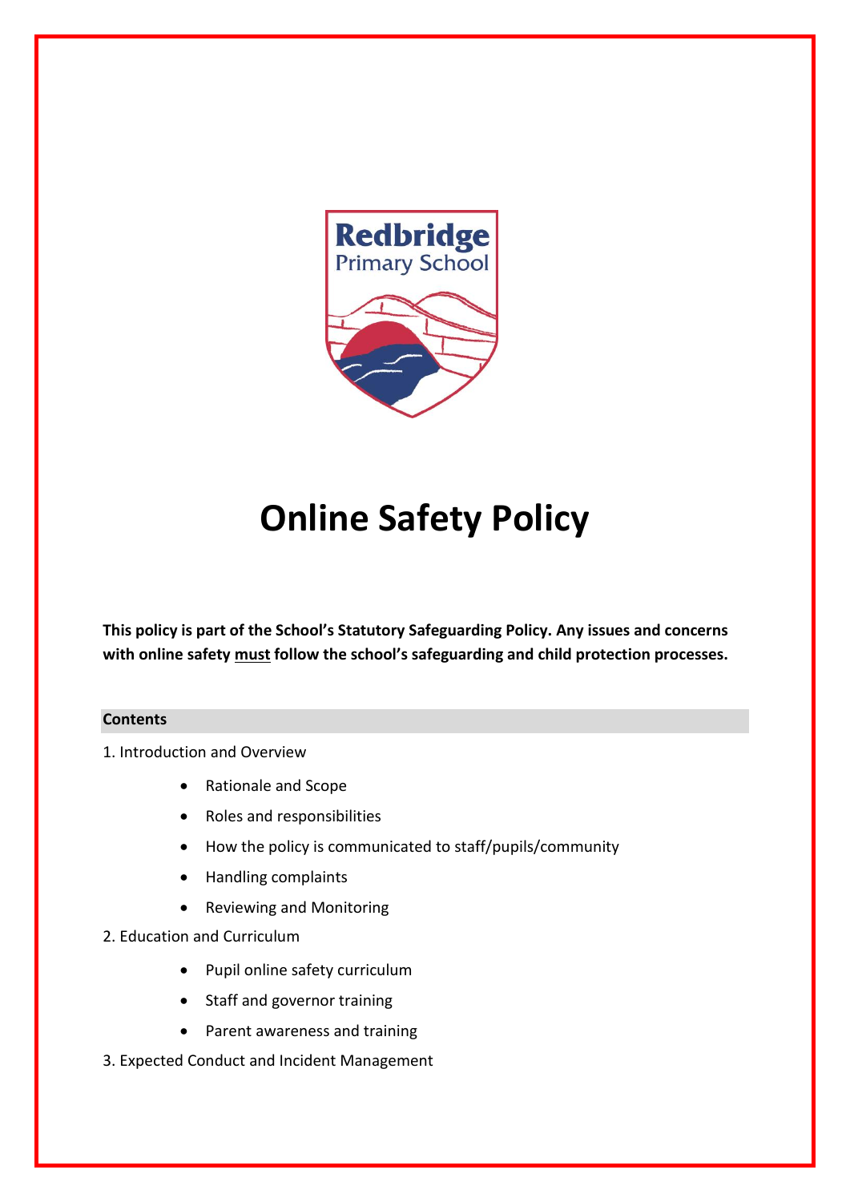# Online Safety Policy

**This policy is part of the School's Statutory Safeguarding Policy. Any issues and concerns with online safety <u>must</u> follow the school's safeguarding and child protection processes.**

**Contents**

1. Introduction and Overview
    - Rationale and Scope
    - Roles and responsibilities
    - How the policy is communicated to staff/pupils/community
    - Handling complaints
    - Reviewing and Monitoring
2. Education and Curriculum
    - Pupil online safety curriculum
    - Staff and governor training
    - Parent awareness and training
3. Expected Conduct and Incident Management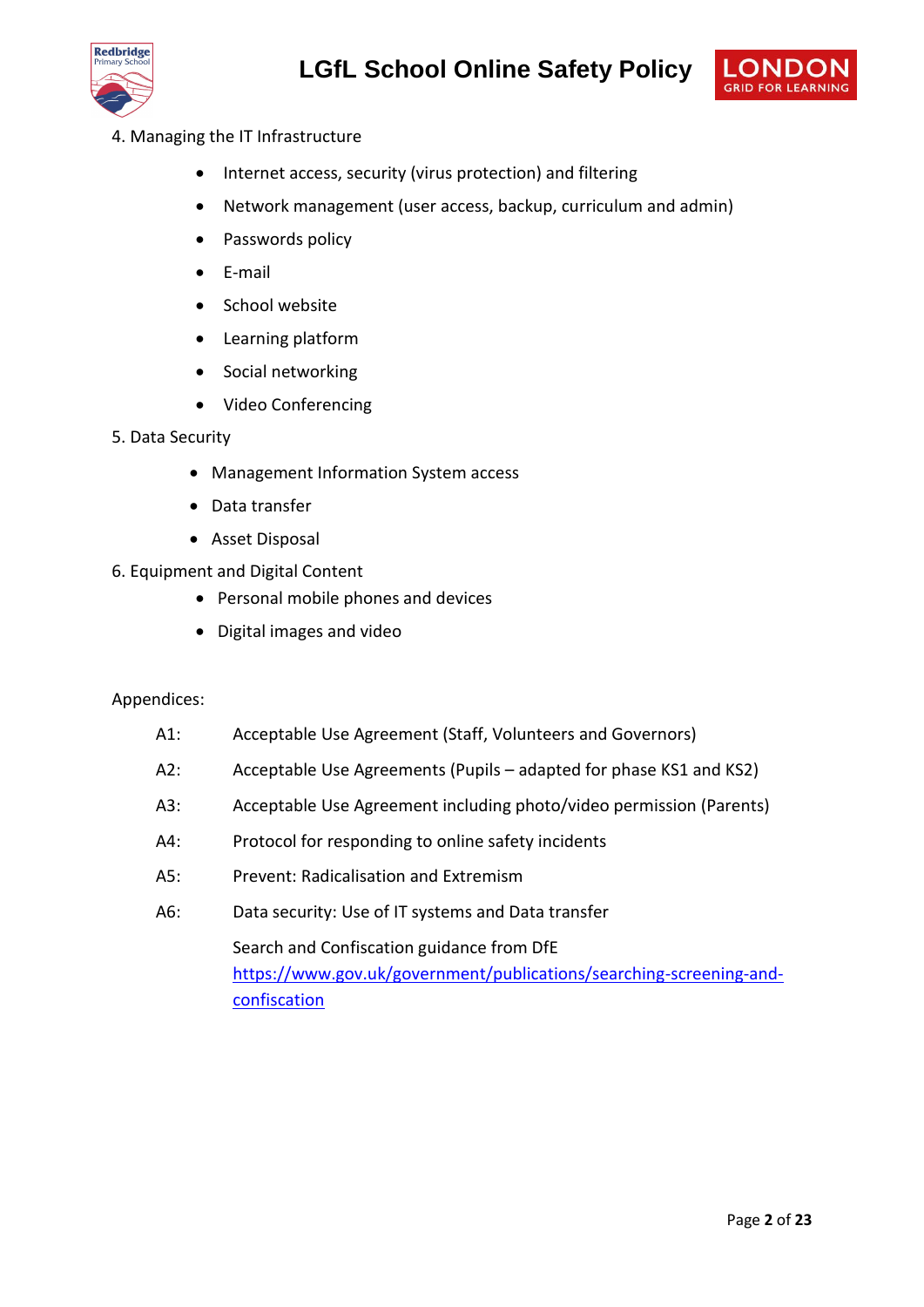4. Managing the IT Infrastructure

- Internet access, security (virus protection) and filtering
- Network management (user access, backup, curriculum and admin)
- Passwords policy
- E-mail
- School website
- Learning platform
- Social networking
- Video Conferencing

5. Data Security

- Management Information System access
- Data transfer
- Asset Disposal

6. Equipment and Digital Content

- Personal mobile phones and devices
- Digital images and video

Appendices:

A1: Acceptable Use Agreement (Staff, Volunteers and Governors)

A2: Acceptable Use Agreements (Pupils – adapted for phase KS1 and KS2)

A3: Acceptable Use Agreement including photo/video permission (Parents)

A4: Protocol for responding to online safety incidents

A5: Prevent: Radicalisation and Extremism

A6: Data security: Use of IT systems and Data transfer

Search and Confiscation guidance from DfE
https://www.gov.uk/government/publications/searching-screening-and-confiscation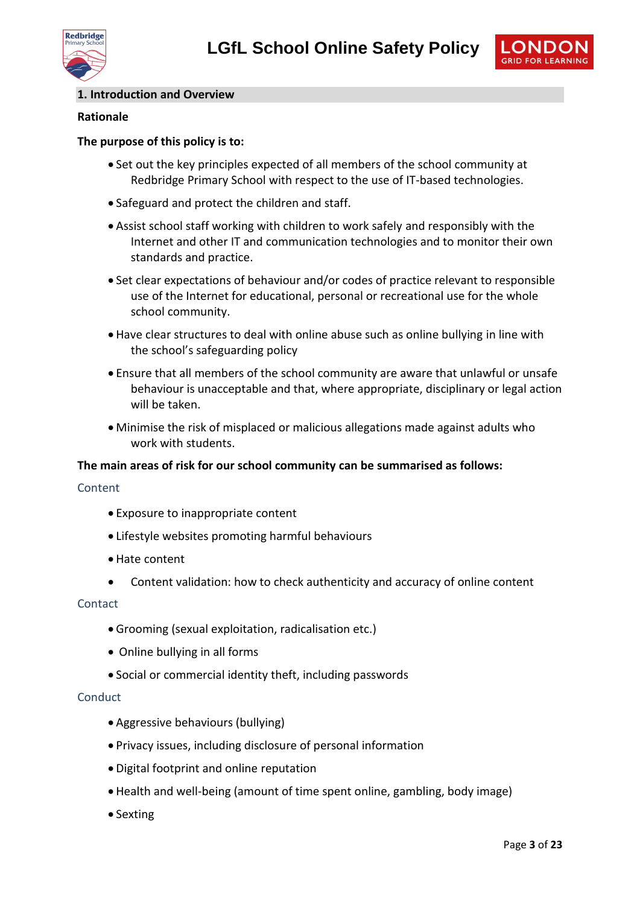## 1. Introduction and Overview

**Rationale**

**The purpose of this policy is to:**

- Set out the key principles expected of all members of the school community at Redbridge Primary School with respect to the use of IT-based technologies.
- Safeguard and protect the children and staff.
- Assist school staff working with children to work safely and responsibly with the Internet and other IT and communication technologies and to monitor their own standards and practice.
- Set clear expectations of behaviour and/or codes of practice relevant to responsible use of the Internet for educational, personal or recreational use for the whole school community.
- Have clear structures to deal with online abuse such as online bullying in line with the school's safeguarding policy
- Ensure that all members of the school community are aware that unlawful or unsafe behaviour is unacceptable and that, where appropriate, disciplinary or legal action will be taken.
- Minimise the risk of misplaced or malicious allegations made against adults who work with students.

**The main areas of risk for our school community can be summarised as follows:**

### Content

- Exposure to inappropriate content
- Lifestyle websites promoting harmful behaviours
- Hate content
- Content validation: how to check authenticity and accuracy of online content

### Contact

- Grooming (sexual exploitation, radicalisation etc.)
- Online bullying in all forms
- Social or commercial identity theft, including passwords

### Conduct

- Aggressive behaviours (bullying)
- Privacy issues, including disclosure of personal information
- Digital footprint and online reputation
- Health and well-being (amount of time spent online, gambling, body image)
- Sexting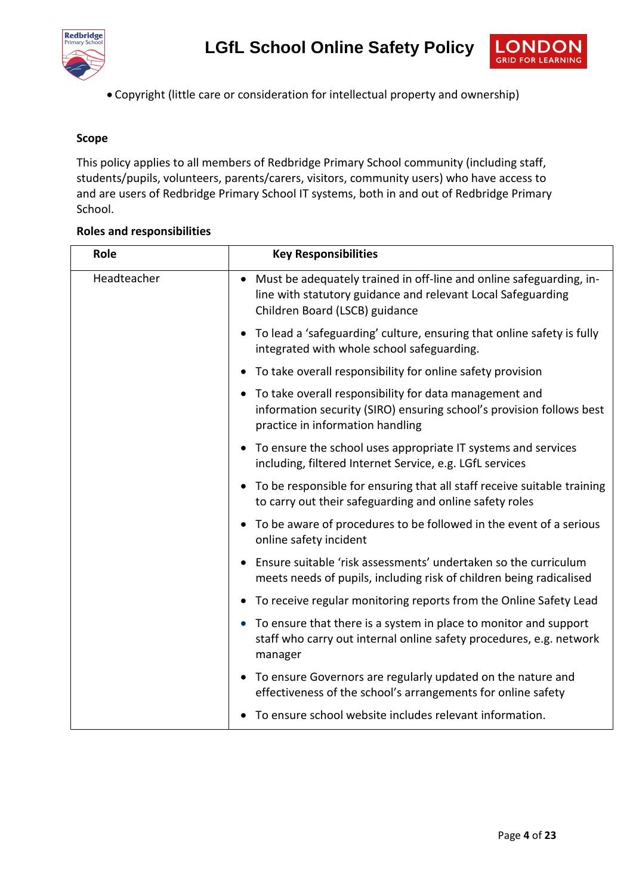- Copyright (little care or consideration for intellectual property and ownership)

**Scope**

This policy applies to all members of Redbridge Primary School community (including staff, students/pupils, volunteers, parents/carers, visitors, community users) who have access to and are users of Redbridge Primary School IT systems, both in and out of Redbridge Primary School.

**Roles and responsibilities**

| Role | Key Responsibilities |
|---|---|
| Headteacher | • Must be adequately trained in off-line and online safeguarding, in-line with statutory guidance and relevant Local Safeguarding Children Board (LSCB) guidance<br>• To lead a 'safeguarding' culture, ensuring that online safety is fully integrated with whole school safeguarding.<br>• To take overall responsibility for online safety provision<br>• To take overall responsibility for data management and information security (SIRO) ensuring school's provision follows best practice in information handling<br>• To ensure the school uses appropriate IT systems and services including, filtered Internet Service, e.g. LGfL services<br>• To be responsible for ensuring that all staff receive suitable training to carry out their safeguarding and online safety roles<br>• To be aware of procedures to be followed in the event of a serious online safety incident<br>• Ensure suitable 'risk assessments' undertaken so the curriculum meets needs of pupils, including risk of children being radicalised<br>• To receive regular monitoring reports from the Online Safety Lead<br>• To ensure that there is a system in place to monitor and support staff who carry out internal online safety procedures, e.g. network manager<br>• To ensure Governors are regularly updated on the nature and effectiveness of the school's arrangements for online safety<br>• To ensure school website includes relevant information. |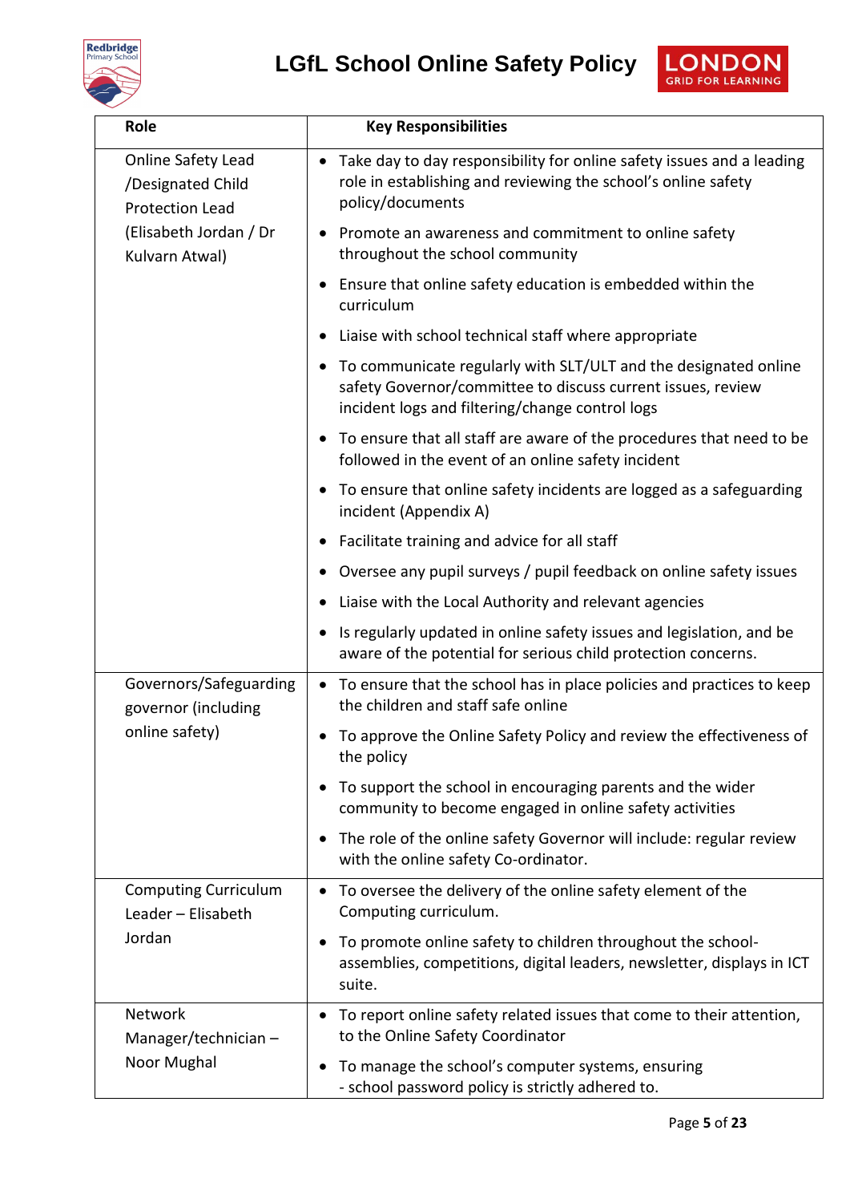| Role | Key Responsibilities |
| --- | --- |
| Online Safety Lead /Designated Child Protection Lead (Elisabeth Jordan / Dr Kulvarn Atwal) | • Take day to day responsibility for online safety issues and a leading role in establishing and reviewing the school's online safety policy/documents<br>• Promote an awareness and commitment to online safety throughout the school community<br>• Ensure that online safety education is embedded within the curriculum<br>• Liaise with school technical staff where appropriate<br>• To communicate regularly with SLT/ULT and the designated online safety Governor/committee to discuss current issues, review incident logs and filtering/change control logs<br>• To ensure that all staff are aware of the procedures that need to be followed in the event of an online safety incident<br>• To ensure that online safety incidents are logged as a safeguarding incident (Appendix A)<br>• Facilitate training and advice for all staff<br>• Oversee any pupil surveys / pupil feedback on online safety issues<br>• Liaise with the Local Authority and relevant agencies<br>• Is regularly updated in online safety issues and legislation, and be aware of the potential for serious child protection concerns. |
| Governors/Safeguarding governor (including online safety) | • To ensure that the school has in place policies and practices to keep the children and staff safe online<br>• To approve the Online Safety Policy and review the effectiveness of the policy<br>• To support the school in encouraging parents and the wider community to become engaged in online safety activities<br>• The role of the online safety Governor will include: regular review with the online safety Co-ordinator. |
| Computing Curriculum Leader – Elisabeth Jordan | • To oversee the delivery of the online safety element of the Computing curriculum.<br>• To promote online safety to children throughout the school- assemblies, competitions, digital leaders, newsletter, displays in ICT suite. |
| Network Manager/technician – Noor Mughal | • To report online safety related issues that come to their attention, to the Online Safety Coordinator<br>• To manage the school's computer systems, ensuring<br>- school password policy is strictly adhered to. |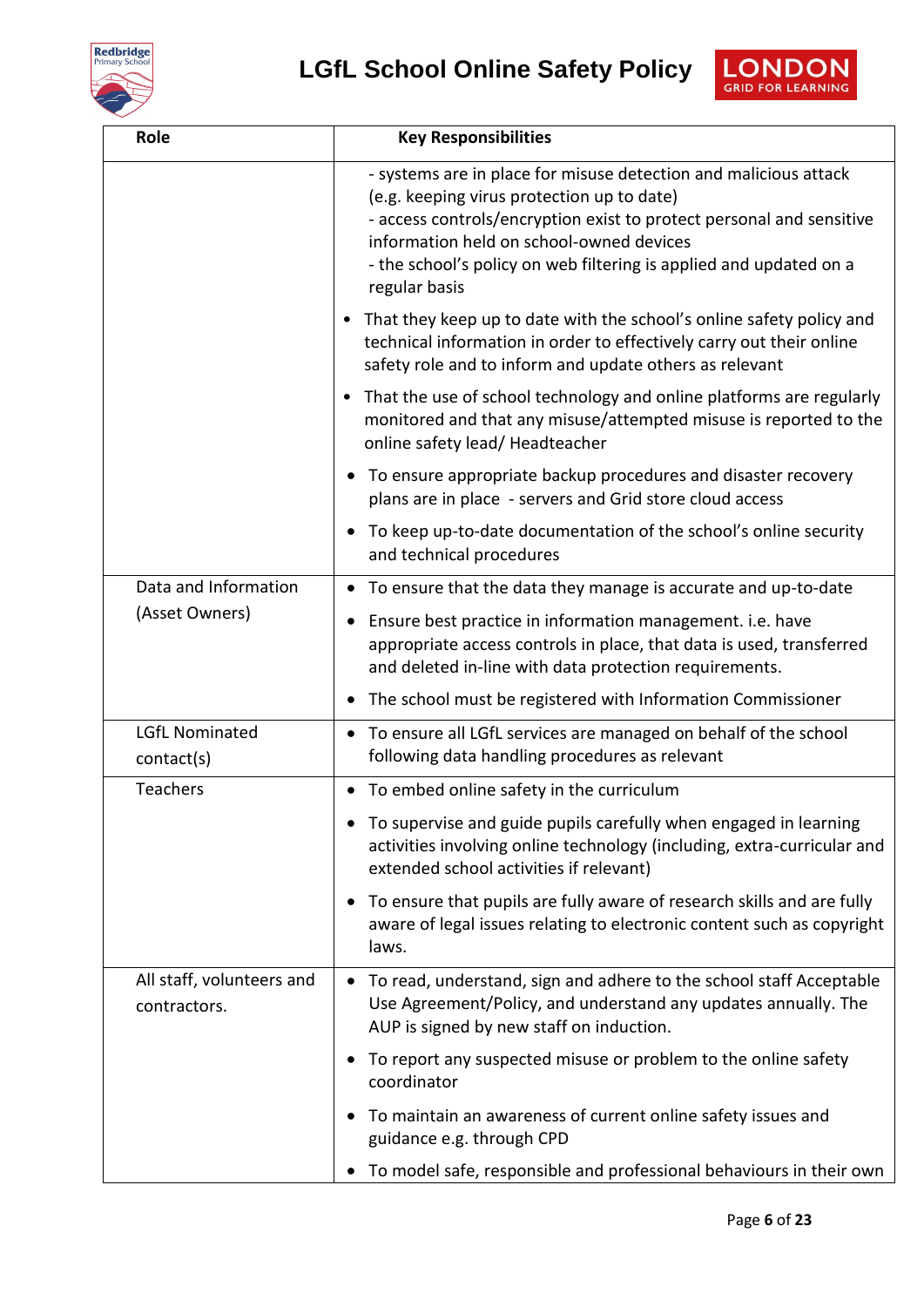| Role | Key Responsibilities |
|---|---|
| | - systems are in place for misuse detection and malicious attack (e.g. keeping virus protection up to date)<br>- access controls/encryption exist to protect personal and sensitive information held on school-owned devices<br>- the school's policy on web filtering is applied and updated on a regular basis<br>• That they keep up to date with the school's online safety policy and technical information in order to effectively carry out their online safety role and to inform and update others as relevant<br>• That the use of school technology and online platforms are regularly monitored and that any misuse/attempted misuse is reported to the online safety lead/ Headteacher<br>• To ensure appropriate backup procedures and disaster recovery plans are in place - servers and Grid store cloud access<br>• To keep up-to-date documentation of the school's online security and technical procedures |
| Data and Information (Asset Owners) | • To ensure that the data they manage is accurate and up-to-date<br>• Ensure best practice in information management. i.e. have appropriate access controls in place, that data is used, transferred and deleted in-line with data protection requirements.<br>• The school must be registered with Information Commissioner |
| LGfL Nominated contact(s) | • To ensure all LGfL services are managed on behalf of the school following data handling procedures as relevant |
| Teachers | • To embed online safety in the curriculum<br>• To supervise and guide pupils carefully when engaged in learning activities involving online technology (including, extra-curricular and extended school activities if relevant)<br>• To ensure that pupils are fully aware of research skills and are fully aware of legal issues relating to electronic content such as copyright laws. |
| All staff, volunteers and contractors. | • To read, understand, sign and adhere to the school staff Acceptable Use Agreement/Policy, and understand any updates annually. The AUP is signed by new staff on induction.<br>• To report any suspected misuse or problem to the online safety coordinator<br>• To maintain an awareness of current online safety issues and guidance e.g. through CPD<br>• To model safe, responsible and professional behaviours in their own |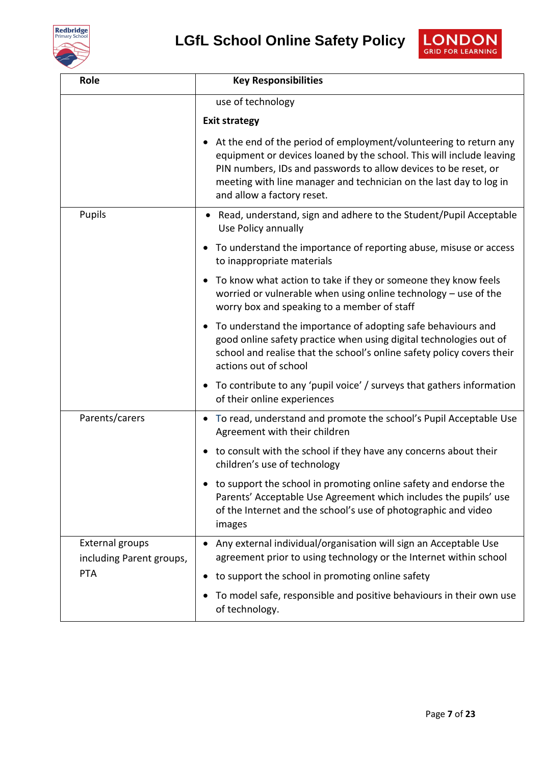| Role | Key Responsibilities |
|---|---|
| | use of technology<br>**Exit strategy**<br>• At the end of the period of employment/volunteering to return any equipment or devices loaned by the school. This will include leaving PIN numbers, IDs and passwords to allow devices to be reset, or meeting with line manager and technician on the last day to log in and allow a factory reset. |
| Pupils | • Read, understand, sign and adhere to the Student/Pupil Acceptable Use Policy annually<br>• To understand the importance of reporting abuse, misuse or access to inappropriate materials<br>• To know what action to take if they or someone they know feels worried or vulnerable when using online technology – use of the worry box and speaking to a member of staff<br>• To understand the importance of adopting safe behaviours and good online safety practice when using digital technologies out of school and realise that the school's online safety policy covers their actions out of school<br>• To contribute to any 'pupil voice' / surveys that gathers information of their online experiences |
| Parents/carers | • To read, understand and promote the school's Pupil Acceptable Use Agreement with their children<br>• to consult with the school if they have any concerns about their children's use of technology<br>• to support the school in promoting online safety and endorse the Parents' Acceptable Use Agreement which includes the pupils' use of the Internet and the school's use of photographic and video images |
| External groups including Parent groups, PTA | • Any external individual/organisation will sign an Acceptable Use agreement prior to using technology or the Internet within school<br>• to support the school in promoting online safety<br>• To model safe, responsible and positive behaviours in their own use of technology. |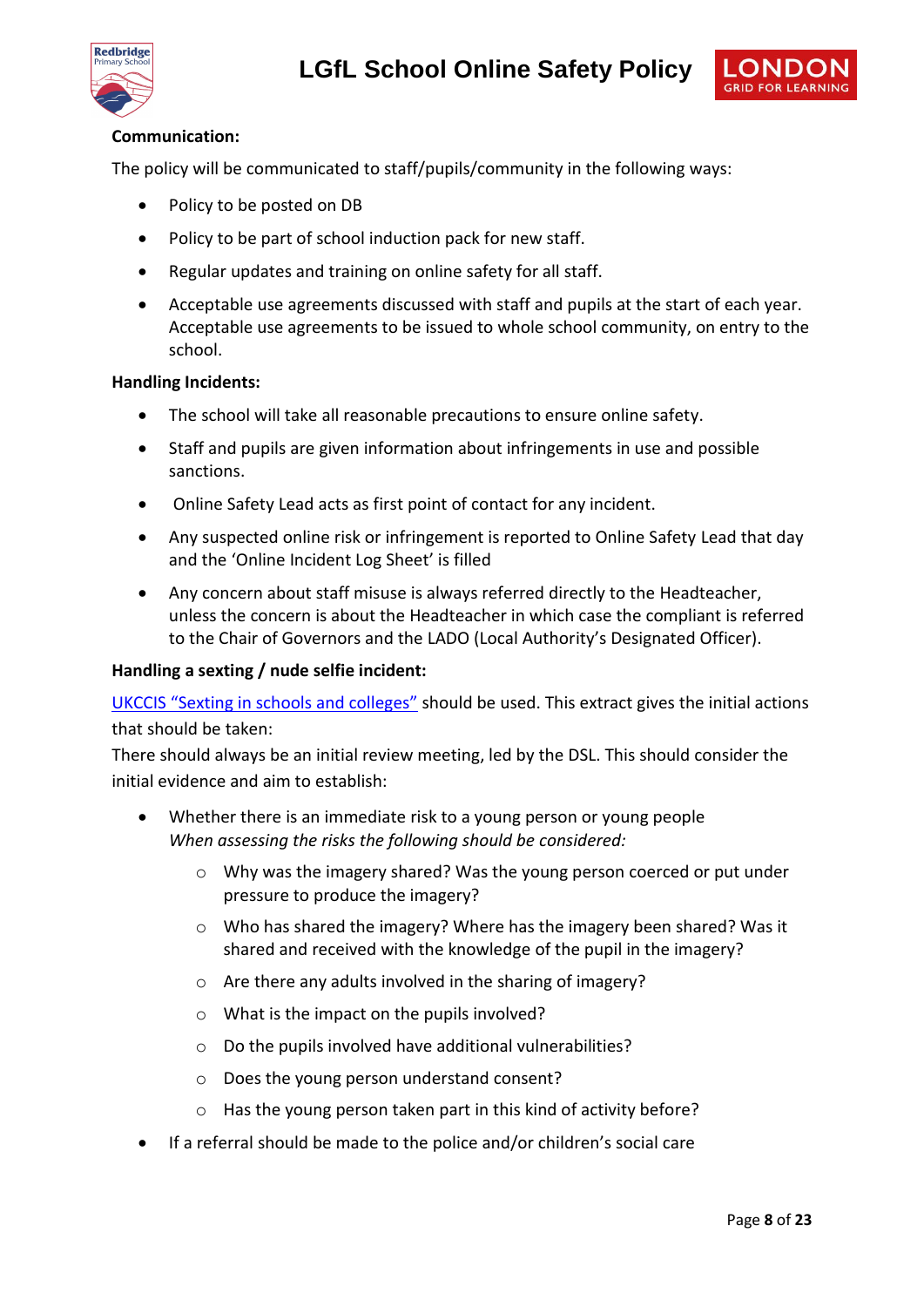**Communication:**

The policy will be communicated to staff/pupils/community in the following ways:

- Policy to be posted on DB
- Policy to be part of school induction pack for new staff.
- Regular updates and training on online safety for all staff.
- Acceptable use agreements discussed with staff and pupils at the start of each year. Acceptable use agreements to be issued to whole school community, on entry to the school.

**Handling Incidents:**

- The school will take all reasonable precautions to ensure online safety.
- Staff and pupils are given information about infringements in use and possible sanctions.
- Online Safety Lead acts as first point of contact for any incident.
- Any suspected online risk or infringement is reported to Online Safety Lead that day and the 'Online Incident Log Sheet' is filled
- Any concern about staff misuse is always referred directly to the Headteacher, unless the concern is about the Headteacher in which case the compliant is referred to the Chair of Governors and the LADO (Local Authority's Designated Officer).

**Handling a sexting / nude selfie incident:**

UKCCIS "Sexting in schools and colleges" should be used. This extract gives the initial actions that should be taken:

There should always be an initial review meeting, led by the DSL. This should consider the initial evidence and aim to establish:

- Whether there is an immediate risk to a young person or young people
  *When assessing the risks the following should be considered:*
  - Why was the imagery shared? Was the young person coerced or put under pressure to produce the imagery?
  - Who has shared the imagery? Where has the imagery been shared? Was it shared and received with the knowledge of the pupil in the imagery?
  - Are there any adults involved in the sharing of imagery?
  - What is the impact on the pupils involved?
  - Do the pupils involved have additional vulnerabilities?
  - Does the young person understand consent?
  - Has the young person taken part in this kind of activity before?
- If a referral should be made to the police and/or children's social care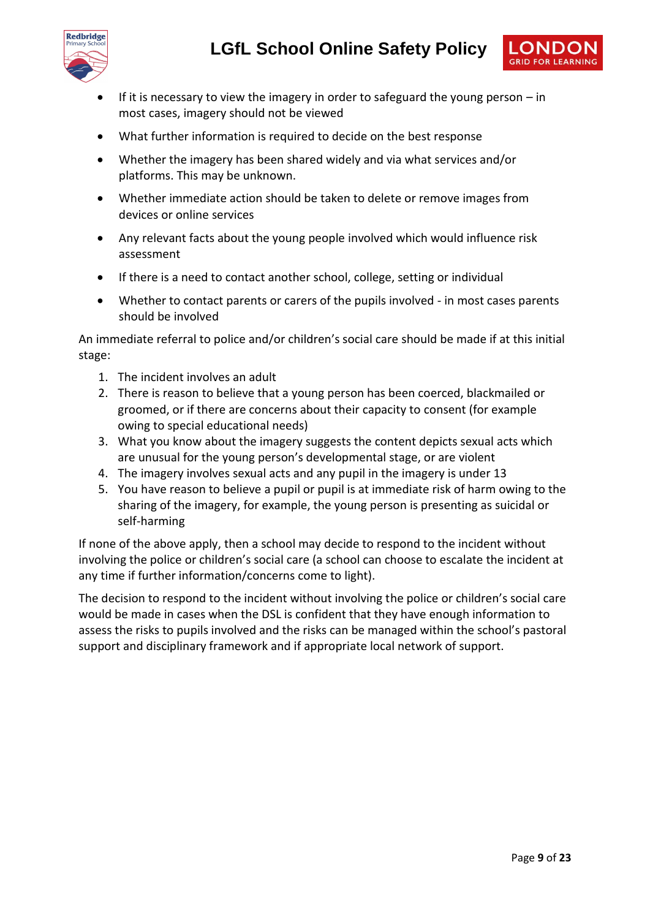- If it is necessary to view the imagery in order to safeguard the young person – in most cases, imagery should not be viewed
- What further information is required to decide on the best response
- Whether the imagery has been shared widely and via what services and/or platforms. This may be unknown.
- Whether immediate action should be taken to delete or remove images from devices or online services
- Any relevant facts about the young people involved which would influence risk assessment
- If there is a need to contact another school, college, setting or individual
- Whether to contact parents or carers of the pupils involved - in most cases parents should be involved

An immediate referral to police and/or children's social care should be made if at this initial stage:

1. The incident involves an adult
2. There is reason to believe that a young person has been coerced, blackmailed or groomed, or if there are concerns about their capacity to consent (for example owing to special educational needs)
3. What you know about the imagery suggests the content depicts sexual acts which are unusual for the young person's developmental stage, or are violent
4. The imagery involves sexual acts and any pupil in the imagery is under 13
5. You have reason to believe a pupil or pupil is at immediate risk of harm owing to the sharing of the imagery, for example, the young person is presenting as suicidal or self-harming

If none of the above apply, then a school may decide to respond to the incident without involving the police or children's social care (a school can choose to escalate the incident at any time if further information/concerns come to light).

The decision to respond to the incident without involving the police or children's social care would be made in cases when the DSL is confident that they have enough information to assess the risks to pupils involved and the risks can be managed within the school's pastoral support and disciplinary framework and if appropriate local network of support.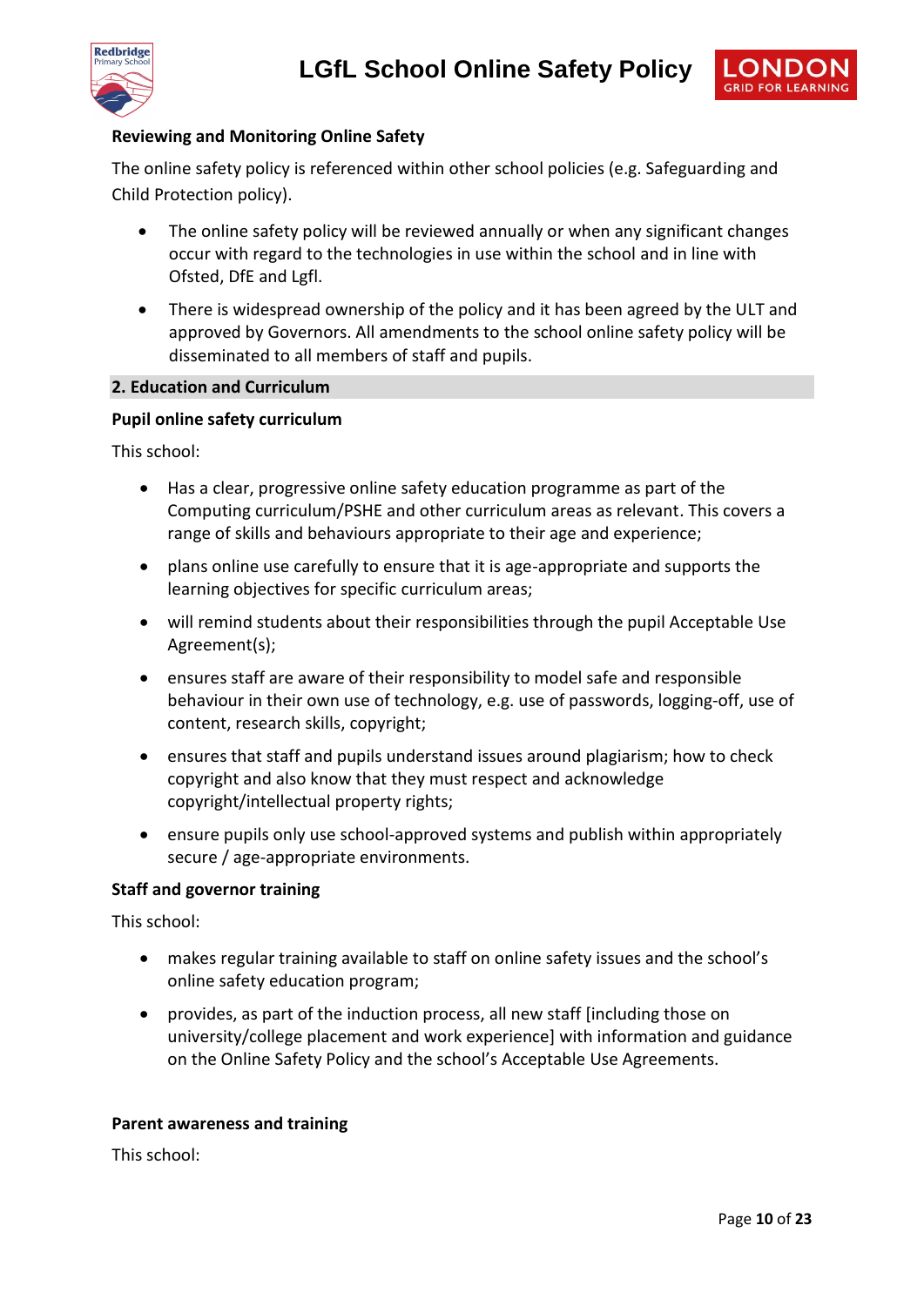**Reviewing and Monitoring Online Safety**

The online safety policy is referenced within other school policies (e.g. Safeguarding and Child Protection policy).

- The online safety policy will be reviewed annually or when any significant changes occur with regard to the technologies in use within the school and in line with Ofsted, DfE and Lgfl.
- There is widespread ownership of the policy and it has been agreed by the ULT and approved by Governors. All amendments to the school online safety policy will be disseminated to all members of staff and pupils.

## 2. Education and Curriculum

**Pupil online safety curriculum**

This school:

- Has a clear, progressive online safety education programme as part of the Computing curriculum/PSHE and other curriculum areas as relevant. This covers a range of skills and behaviours appropriate to their age and experience;
- plans online use carefully to ensure that it is age-appropriate and supports the learning objectives for specific curriculum areas;
- will remind students about their responsibilities through the pupil Acceptable Use Agreement(s);
- ensures staff are aware of their responsibility to model safe and responsible behaviour in their own use of technology, e.g. use of passwords, logging-off, use of content, research skills, copyright;
- ensures that staff and pupils understand issues around plagiarism; how to check copyright and also know that they must respect and acknowledge copyright/intellectual property rights;
- ensure pupils only use school-approved systems and publish within appropriately secure / age-appropriate environments.

**Staff and governor training**

This school:

- makes regular training available to staff on online safety issues and the school's online safety education program;
- provides, as part of the induction process, all new staff [including those on university/college placement and work experience] with information and guidance on the Online Safety Policy and the school's Acceptable Use Agreements.

**Parent awareness and training**

This school: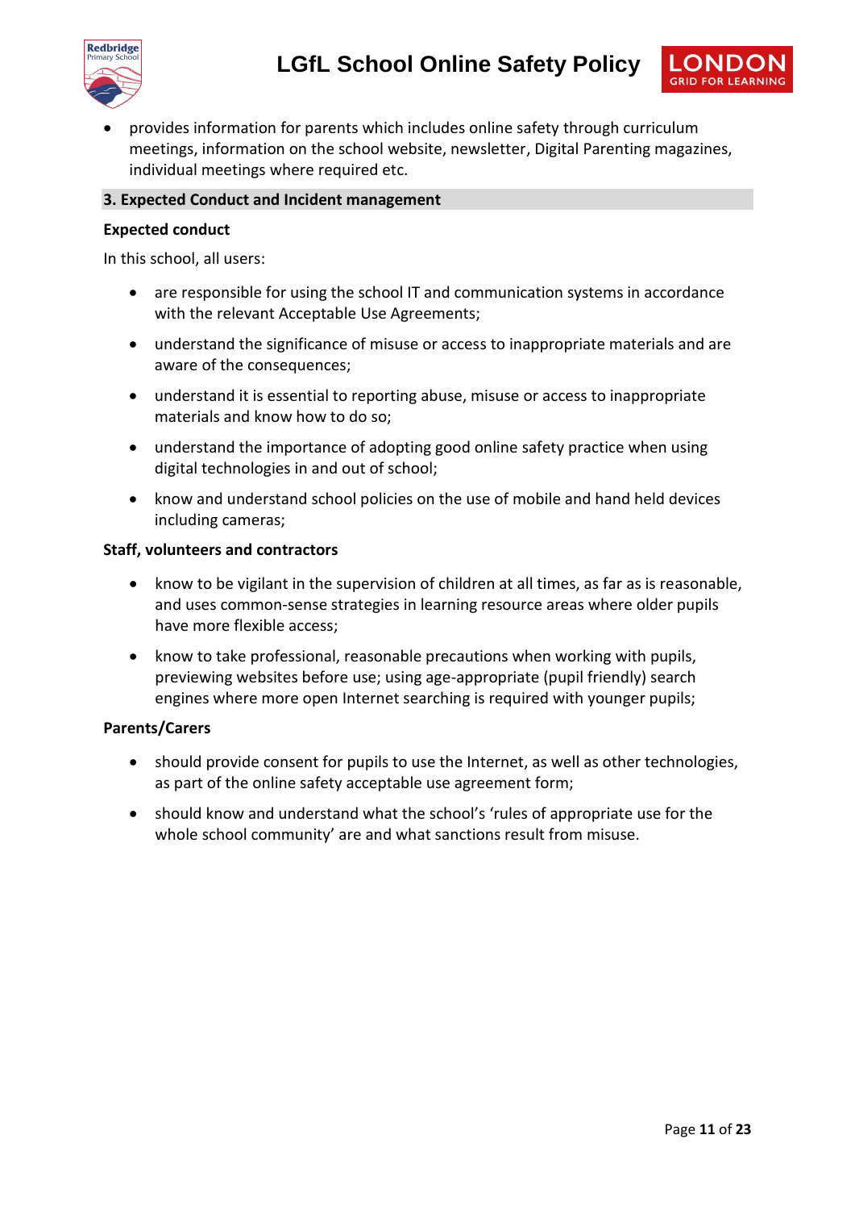- provides information for parents which includes online safety through curriculum meetings, information on the school website, newsletter, Digital Parenting magazines, individual meetings where required etc.

## 3. Expected Conduct and Incident management

**Expected conduct**

In this school, all users:

- are responsible for using the school IT and communication systems in accordance with the relevant Acceptable Use Agreements;
- understand the significance of misuse or access to inappropriate materials and are aware of the consequences;
- understand it is essential to reporting abuse, misuse or access to inappropriate materials and know how to do so;
- understand the importance of adopting good online safety practice when using digital technologies in and out of school;
- know and understand school policies on the use of mobile and hand held devices including cameras;

**Staff, volunteers and contractors**

- know to be vigilant in the supervision of children at all times, as far as is reasonable, and uses common-sense strategies in learning resource areas where older pupils have more flexible access;
- know to take professional, reasonable precautions when working with pupils, previewing websites before use; using age-appropriate (pupil friendly) search engines where more open Internet searching is required with younger pupils;

**Parents/Carers**

- should provide consent for pupils to use the Internet, as well as other technologies, as part of the online safety acceptable use agreement form;
- should know and understand what the school's 'rules of appropriate use for the whole school community' are and what sanctions result from misuse.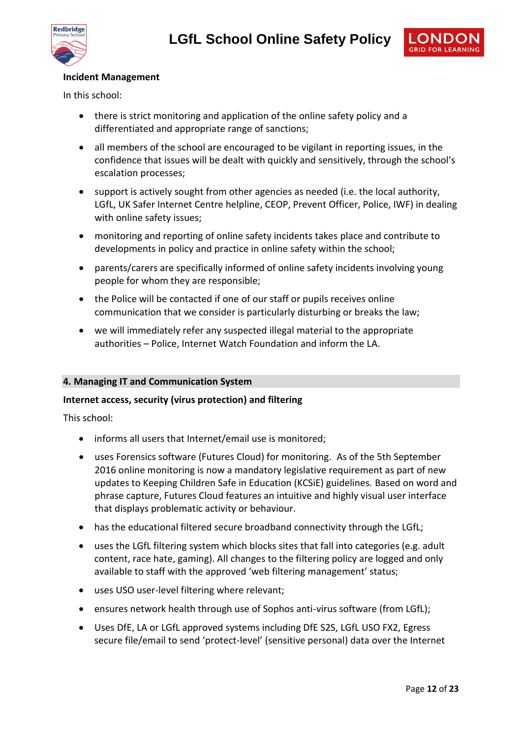**Incident Management**

In this school:

- there is strict monitoring and application of the online safety policy and a differentiated and appropriate range of sanctions;
- all members of the school are encouraged to be vigilant in reporting issues, in the confidence that issues will be dealt with quickly and sensitively, through the school's escalation processes;
- support is actively sought from other agencies as needed (i.e. the local authority, LGfL, UK Safer Internet Centre helpline, CEOP, Prevent Officer, Police, IWF) in dealing with online safety issues;
- monitoring and reporting of online safety incidents takes place and contribute to developments in policy and practice in online safety within the school;
- parents/carers are specifically informed of online safety incidents involving young people for whom they are responsible;
- the Police will be contacted if one of our staff or pupils receives online communication that we consider is particularly disturbing or breaks the law;
- we will immediately refer any suspected illegal material to the appropriate authorities – Police, Internet Watch Foundation and inform the LA.

## 4. Managing IT and Communication System

**Internet access, security (virus protection) and filtering**

This school:

- informs all users that Internet/email use is monitored;
- uses Forensics software (Futures Cloud) for monitoring. As of the 5th September 2016 online monitoring is now a mandatory legislative requirement as part of new updates to Keeping Children Safe in Education (KCSiE) guidelines. Based on word and phrase capture, Futures Cloud features an intuitive and highly visual user interface that displays problematic activity or behaviour.
- has the educational filtered secure broadband connectivity through the LGfL;
- uses the LGfL filtering system which blocks sites that fall into categories (e.g. adult content, race hate, gaming). All changes to the filtering policy are logged and only available to staff with the approved 'web filtering management' status;
- uses USO user-level filtering where relevant;
- ensures network health through use of Sophos anti-virus software (from LGfL);
- Uses DfE, LA or LGfL approved systems including DfE S2S, LGfL USO FX2, Egress secure file/email to send 'protect-level' (sensitive personal) data over the Internet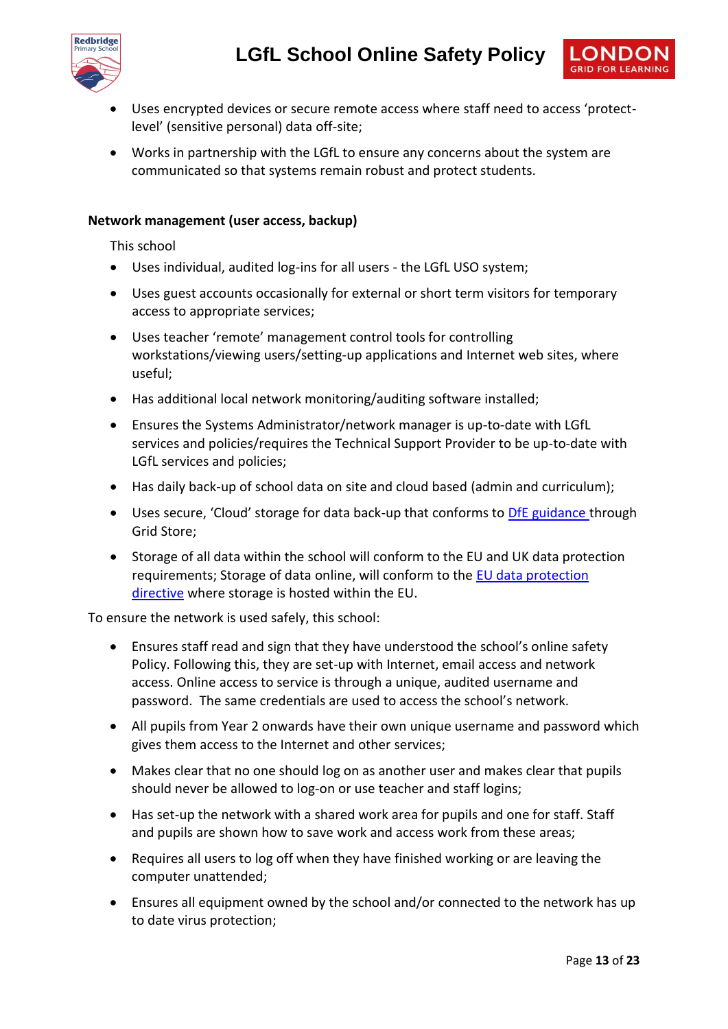- Uses encrypted devices or secure remote access where staff need to access 'protect-level' (sensitive personal) data off-site;
- Works in partnership with the LGfL to ensure any concerns about the system are communicated so that systems remain robust and protect students.

**Network management (user access, backup)**

This school

- Uses individual, audited log-ins for all users - the LGfL USO system;
- Uses guest accounts occasionally for external or short term visitors for temporary access to appropriate services;
- Uses teacher 'remote' management control tools for controlling workstations/viewing users/setting-up applications and Internet web sites, where useful;
- Has additional local network monitoring/auditing software installed;
- Ensures the Systems Administrator/network manager is up-to-date with LGfL services and policies/requires the Technical Support Provider to be up-to-date with LGfL services and policies;
- Has daily back-up of school data on site and cloud based (admin and curriculum);
- Uses secure, 'Cloud' storage for data back-up that conforms to [DfE guidance](#) through Grid Store;
- Storage of all data within the school will conform to the EU and UK data protection requirements; Storage of data online, will conform to the [EU data protection directive](#) where storage is hosted within the EU.

To ensure the network is used safely, this school:

- Ensures staff read and sign that they have understood the school's online safety Policy. Following this, they are set-up with Internet, email access and network access. Online access to service is through a unique, audited username and password. The same credentials are used to access the school's network.
- All pupils from Year 2 onwards have their own unique username and password which gives them access to the Internet and other services;
- Makes clear that no one should log on as another user and makes clear that pupils should never be allowed to log-on or use teacher and staff logins;
- Has set-up the network with a shared work area for pupils and one for staff. Staff and pupils are shown how to save work and access work from these areas;
- Requires all users to log off when they have finished working or are leaving the computer unattended;
- Ensures all equipment owned by the school and/or connected to the network has up to date virus protection;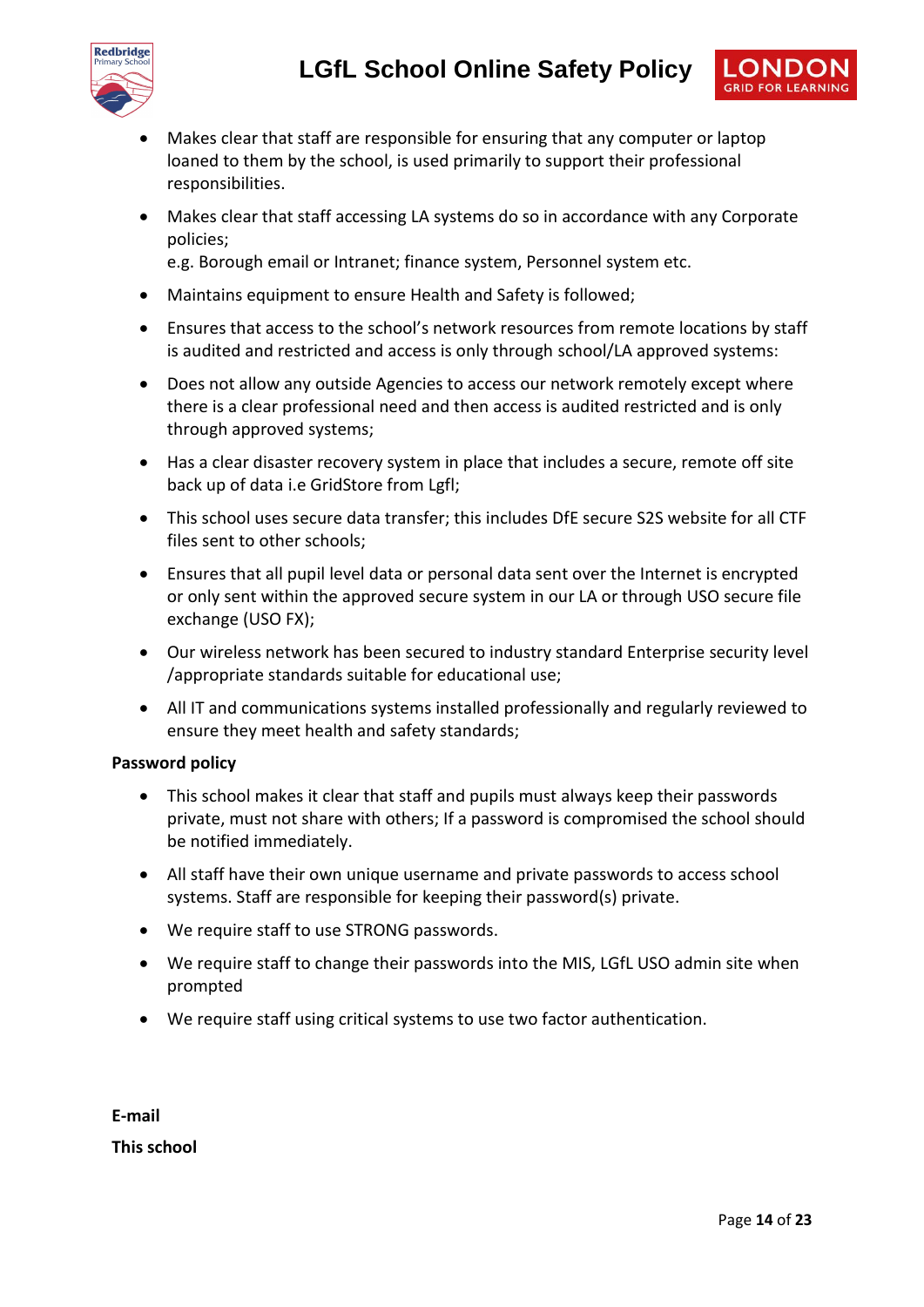- Makes clear that staff are responsible for ensuring that any computer or laptop loaned to them by the school, is used primarily to support their professional responsibilities.
- Makes clear that staff accessing LA systems do so in accordance with any Corporate policies;
  e.g. Borough email or Intranet; finance system, Personnel system etc.
- Maintains equipment to ensure Health and Safety is followed;
- Ensures that access to the school's network resources from remote locations by staff is audited and restricted and access is only through school/LA approved systems:
- Does not allow any outside Agencies to access our network remotely except where there is a clear professional need and then access is audited restricted and is only through approved systems;
- Has a clear disaster recovery system in place that includes a secure, remote off site back up of data i.e GridStore from Lgfl;
- This school uses secure data transfer; this includes DfE secure S2S website for all CTF files sent to other schools;
- Ensures that all pupil level data or personal data sent over the Internet is encrypted or only sent within the approved secure system in our LA or through USO secure file exchange (USO FX);
- Our wireless network has been secured to industry standard Enterprise security level /appropriate standards suitable for educational use;
- All IT and communications systems installed professionally and regularly reviewed to ensure they meet health and safety standards;

**Password policy**

- This school makes it clear that staff and pupils must always keep their passwords private, must not share with others; If a password is compromised the school should be notified immediately.
- All staff have their own unique username and private passwords to access school systems. Staff are responsible for keeping their password(s) private.
- We require staff to use STRONG passwords.
- We require staff to change their passwords into the MIS, LGfL USO admin site when prompted
- We require staff using critical systems to use two factor authentication.

**E-mail**

**This school**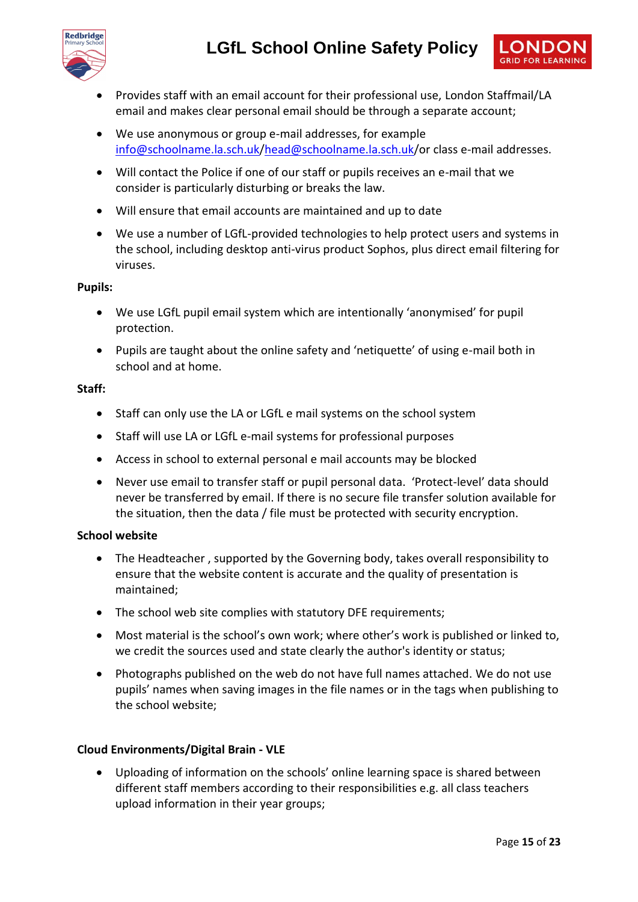- Provides staff with an email account for their professional use, London Staffmail/LA email and makes clear personal email should be through a separate account;
- We use anonymous or group e-mail addresses, for example info@schoolname.la.sch.uk/head@schoolname.la.sch.uk/or class e-mail addresses.
- Will contact the Police if one of our staff or pupils receives an e-mail that we consider is particularly disturbing or breaks the law.
- Will ensure that email accounts are maintained and up to date
- We use a number of LGfL-provided technologies to help protect users and systems in the school, including desktop anti-virus product Sophos, plus direct email filtering for viruses.

**Pupils:**

- We use LGfL pupil email system which are intentionally 'anonymised' for pupil protection.
- Pupils are taught about the online safety and 'netiquette' of using e-mail both in school and at home.

**Staff:**

- Staff can only use the LA or LGfL e mail systems on the school system
- Staff will use LA or LGfL e-mail systems for professional purposes
- Access in school to external personal e mail accounts may be blocked
- Never use email to transfer staff or pupil personal data. 'Protect-level' data should never be transferred by email. If there is no secure file transfer solution available for the situation, then the data / file must be protected with security encryption.

**School website**

- The Headteacher , supported by the Governing body, takes overall responsibility to ensure that the website content is accurate and the quality of presentation is maintained;
- The school web site complies with statutory DFE requirements;
- Most material is the school's own work; where other's work is published or linked to, we credit the sources used and state clearly the author's identity or status;
- Photographs published on the web do not have full names attached. We do not use pupils' names when saving images in the file names or in the tags when publishing to the school website;

**Cloud Environments/Digital Brain - VLE**

- Uploading of information on the schools' online learning space is shared between different staff members according to their responsibilities e.g. all class teachers upload information in their year groups;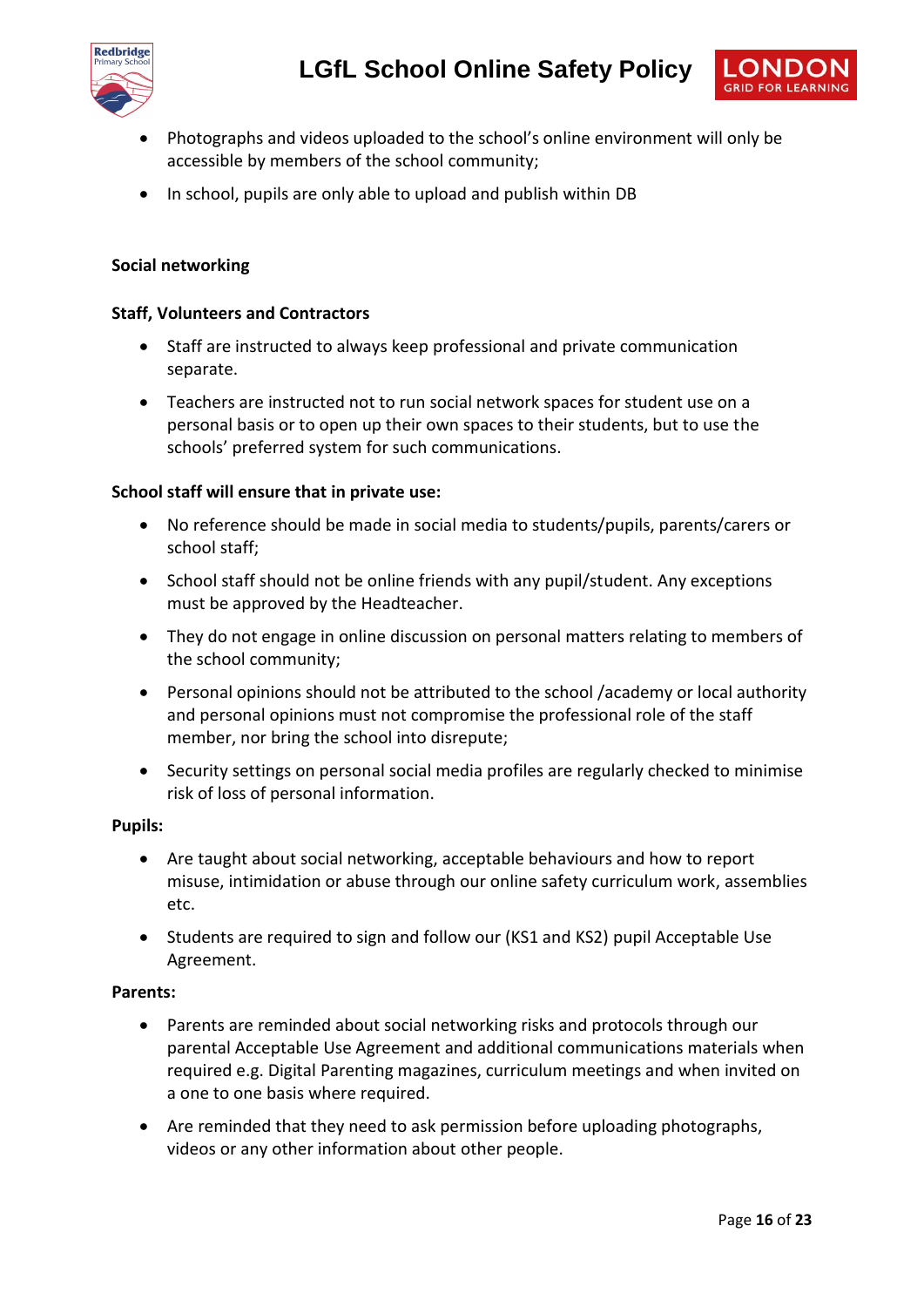- Photographs and videos uploaded to the school's online environment will only be accessible by members of the school community;
- In school, pupils are only able to upload and publish within DB

**Social networking**

**Staff, Volunteers and Contractors**

- Staff are instructed to always keep professional and private communication separate.
- Teachers are instructed not to run social network spaces for student use on a personal basis or to open up their own spaces to their students, but to use the schools' preferred system for such communications.

**School staff will ensure that in private use:**

- No reference should be made in social media to students/pupils, parents/carers or school staff;
- School staff should not be online friends with any pupil/student. Any exceptions must be approved by the Headteacher.
- They do not engage in online discussion on personal matters relating to members of the school community;
- Personal opinions should not be attributed to the school /academy or local authority and personal opinions must not compromise the professional role of the staff member, nor bring the school into disrepute;
- Security settings on personal social media profiles are regularly checked to minimise risk of loss of personal information.

**Pupils:**

- Are taught about social networking, acceptable behaviours and how to report misuse, intimidation or abuse through our online safety curriculum work, assemblies etc.
- Students are required to sign and follow our (KS1 and KS2) pupil Acceptable Use Agreement.

**Parents:**

- Parents are reminded about social networking risks and protocols through our parental Acceptable Use Agreement and additional communications materials when required e.g. Digital Parenting magazines, curriculum meetings and when invited on a one to one basis where required.
- Are reminded that they need to ask permission before uploading photographs, videos or any other information about other people.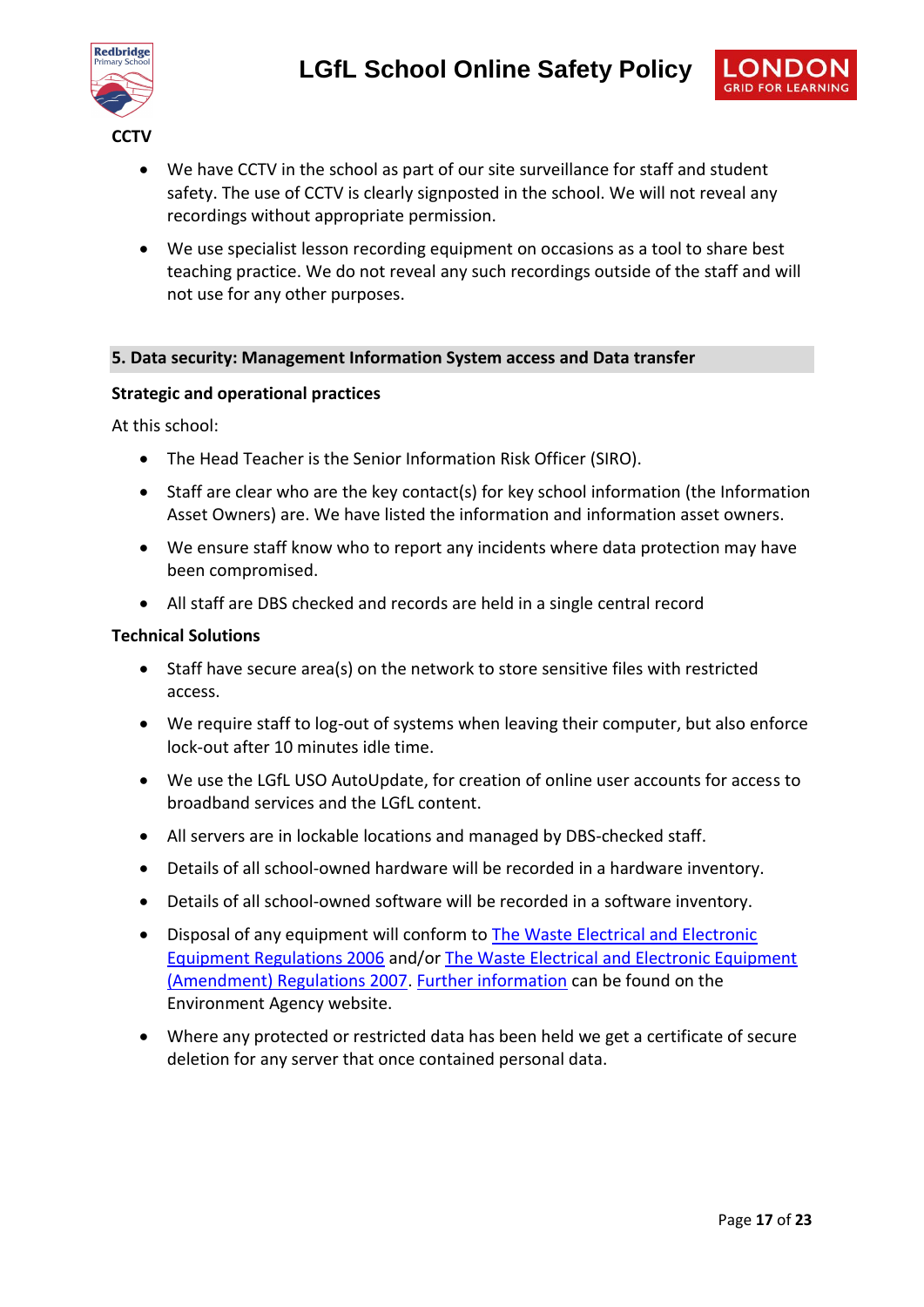### CCTV

- We have CCTV in the school as part of our site surveillance for staff and student safety. The use of CCTV is clearly signposted in the school. We will not reveal any recordings without appropriate permission.
- We use specialist lesson recording equipment on occasions as a tool to share best teaching practice. We do not reveal any such recordings outside of the staff and will not use for any other purposes.

## 5. Data security: Management Information System access and Data transfer

### Strategic and operational practices

At this school:

- The Head Teacher is the Senior Information Risk Officer (SIRO).
- Staff are clear who are the key contact(s) for key school information (the Information Asset Owners) are. We have listed the information and information asset owners.
- We ensure staff know who to report any incidents where data protection may have been compromised.
- All staff are DBS checked and records are held in a single central record

### Technical Solutions

- Staff have secure area(s) on the network to store sensitive files with restricted access.
- We require staff to log-out of systems when leaving their computer, but also enforce lock-out after 10 minutes idle time.
- We use the LGfL USO AutoUpdate, for creation of online user accounts for access to broadband services and the LGfL content.
- All servers are in lockable locations and managed by DBS-checked staff.
- Details of all school-owned hardware will be recorded in a hardware inventory.
- Details of all school-owned software will be recorded in a software inventory.
- Disposal of any equipment will conform to The Waste Electrical and Electronic Equipment Regulations 2006 and/or The Waste Electrical and Electronic Equipment (Amendment) Regulations 2007. Further information can be found on the Environment Agency website.
- Where any protected or restricted data has been held we get a certificate of secure deletion for any server that once contained personal data.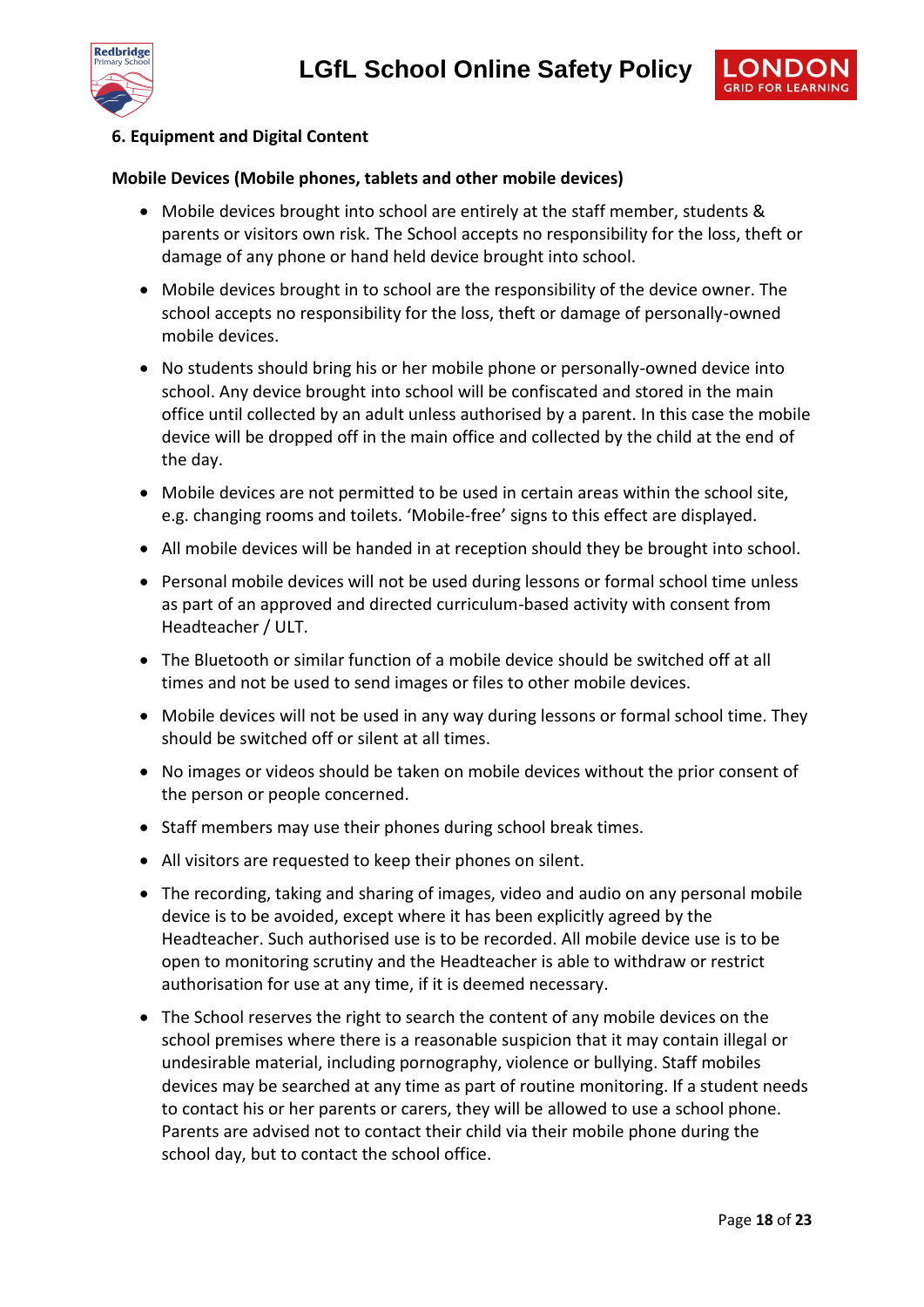**6. Equipment and Digital Content**

**Mobile Devices (Mobile phones, tablets and other mobile devices)**

- Mobile devices brought into school are entirely at the staff member, students & parents or visitors own risk. The School accepts no responsibility for the loss, theft or damage of any phone or hand held device brought into school.
- Mobile devices brought in to school are the responsibility of the device owner. The school accepts no responsibility for the loss, theft or damage of personally-owned mobile devices.
- No students should bring his or her mobile phone or personally-owned device into school. Any device brought into school will be confiscated and stored in the main office until collected by an adult unless authorised by a parent. In this case the mobile device will be dropped off in the main office and collected by the child at the end of the day.
- Mobile devices are not permitted to be used in certain areas within the school site, e.g. changing rooms and toilets. 'Mobile-free' signs to this effect are displayed.
- All mobile devices will be handed in at reception should they be brought into school.
- Personal mobile devices will not be used during lessons or formal school time unless as part of an approved and directed curriculum-based activity with consent from Headteacher / ULT.
- The Bluetooth or similar function of a mobile device should be switched off at all times and not be used to send images or files to other mobile devices.
- Mobile devices will not be used in any way during lessons or formal school time. They should be switched off or silent at all times.
- No images or videos should be taken on mobile devices without the prior consent of the person or people concerned.
- Staff members may use their phones during school break times.
- All visitors are requested to keep their phones on silent.
- The recording, taking and sharing of images, video and audio on any personal mobile device is to be avoided, except where it has been explicitly agreed by the Headteacher. Such authorised use is to be recorded. All mobile device use is to be open to monitoring scrutiny and the Headteacher is able to withdraw or restrict authorisation for use at any time, if it is deemed necessary.
- The School reserves the right to search the content of any mobile devices on the school premises where there is a reasonable suspicion that it may contain illegal or undesirable material, including pornography, violence or bullying. Staff mobiles devices may be searched at any time as part of routine monitoring. If a student needs to contact his or her parents or carers, they will be allowed to use a school phone. Parents are advised not to contact their child via their mobile phone during the school day, but to contact the school office.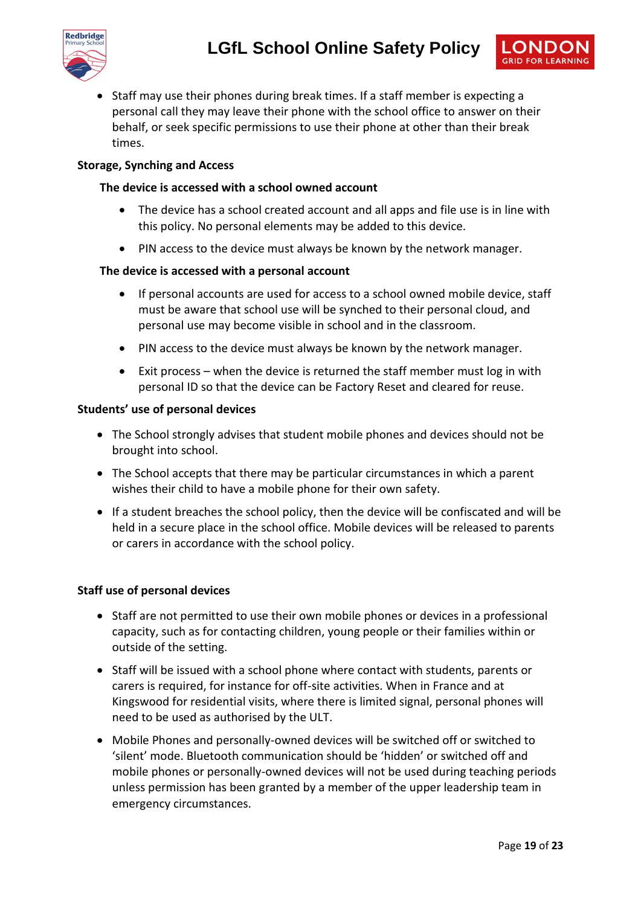- Staff may use their phones during break times. If a staff member is expecting a personal call they may leave their phone with the school office to answer on their behalf, or seek specific permissions to use their phone at other than their break times.

**Storage, Synching and Access**

**The device is accessed with a school owned account**

- The device has a school created account and all apps and file use is in line with this policy. No personal elements may be added to this device.
- PIN access to the device must always be known by the network manager.

**The device is accessed with a personal account**

- If personal accounts are used for access to a school owned mobile device, staff must be aware that school use will be synched to their personal cloud, and personal use may become visible in school and in the classroom.
- PIN access to the device must always be known by the network manager.
- Exit process – when the device is returned the staff member must log in with personal ID so that the device can be Factory Reset and cleared for reuse.

**Students' use of personal devices**

- The School strongly advises that student mobile phones and devices should not be brought into school.
- The School accepts that there may be particular circumstances in which a parent wishes their child to have a mobile phone for their own safety.
- If a student breaches the school policy, then the device will be confiscated and will be held in a secure place in the school office. Mobile devices will be released to parents or carers in accordance with the school policy.

**Staff use of personal devices**

- Staff are not permitted to use their own mobile phones or devices in a professional capacity, such as for contacting children, young people or their families within or outside of the setting.
- Staff will be issued with a school phone where contact with students, parents or carers is required, for instance for off-site activities. When in France and at Kingswood for residential visits, where there is limited signal, personal phones will need to be used as authorised by the ULT.
- Mobile Phones and personally-owned devices will be switched off or switched to 'silent' mode. Bluetooth communication should be 'hidden' or switched off and mobile phones or personally-owned devices will not be used during teaching periods unless permission has been granted by a member of the upper leadership team in emergency circumstances.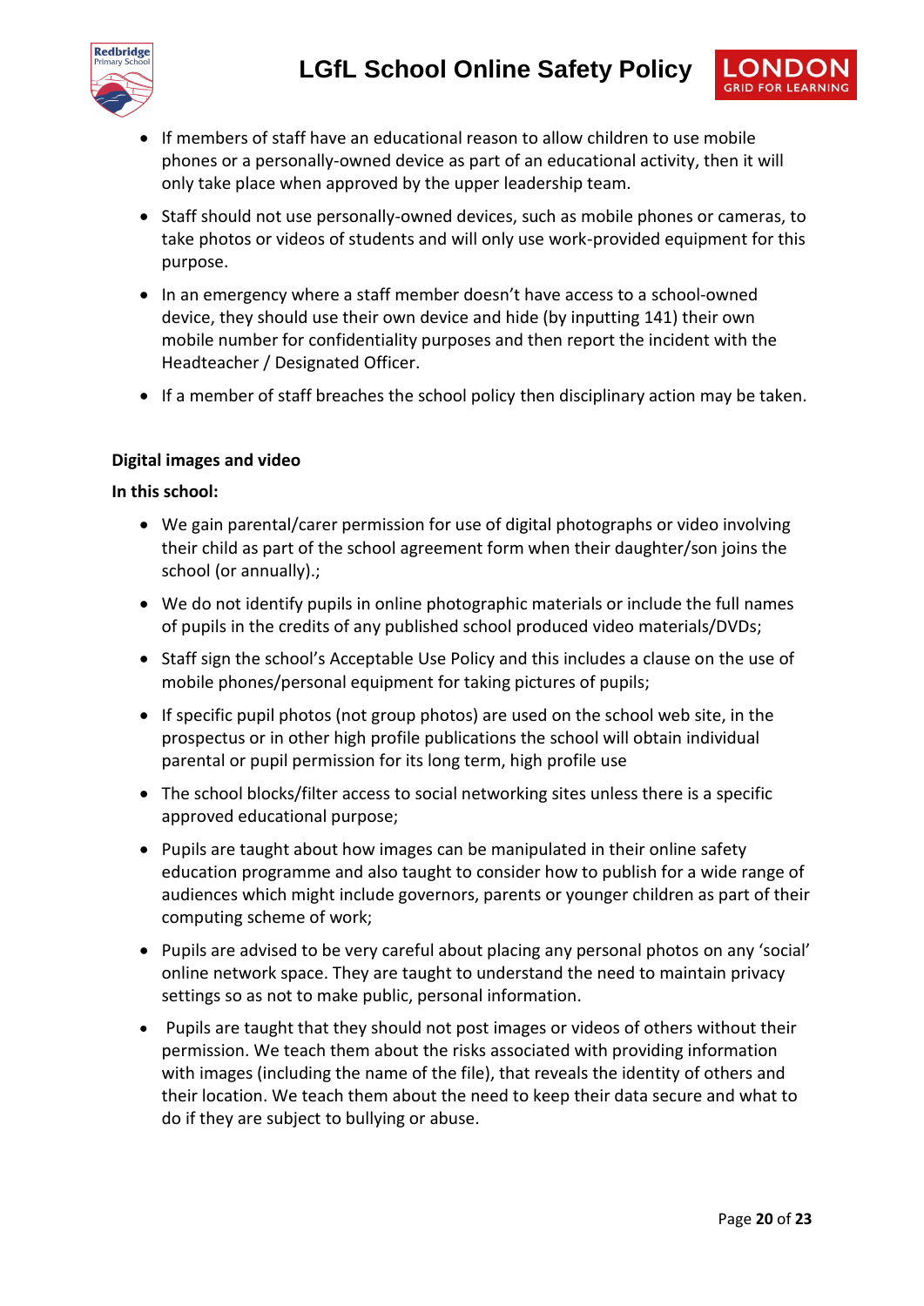- If members of staff have an educational reason to allow children to use mobile phones or a personally-owned device as part of an educational activity, then it will only take place when approved by the upper leadership team.
- Staff should not use personally-owned devices, such as mobile phones or cameras, to take photos or videos of students and will only use work-provided equipment for this purpose.
- In an emergency where a staff member doesn't have access to a school-owned device, they should use their own device and hide (by inputting 141) their own mobile number for confidentiality purposes and then report the incident with the Headteacher / Designated Officer.
- If a member of staff breaches the school policy then disciplinary action may be taken.

**Digital images and video**

**In this school:**

- We gain parental/carer permission for use of digital photographs or video involving their child as part of the school agreement form when their daughter/son joins the school (or annually).;
- We do not identify pupils in online photographic materials or include the full names of pupils in the credits of any published school produced video materials/DVDs;
- Staff sign the school's Acceptable Use Policy and this includes a clause on the use of mobile phones/personal equipment for taking pictures of pupils;
- If specific pupil photos (not group photos) are used on the school web site, in the prospectus or in other high profile publications the school will obtain individual parental or pupil permission for its long term, high profile use
- The school blocks/filter access to social networking sites unless there is a specific approved educational purpose;
- Pupils are taught about how images can be manipulated in their online safety education programme and also taught to consider how to publish for a wide range of audiences which might include governors, parents or younger children as part of their computing scheme of work;
- Pupils are advised to be very careful about placing any personal photos on any 'social' online network space. They are taught to understand the need to maintain privacy settings so as not to make public, personal information.
- Pupils are taught that they should not post images or videos of others without their permission. We teach them about the risks associated with providing information with images (including the name of the file), that reveals the identity of others and their location. We teach them about the need to keep their data secure and what to do if they are subject to bullying or abuse.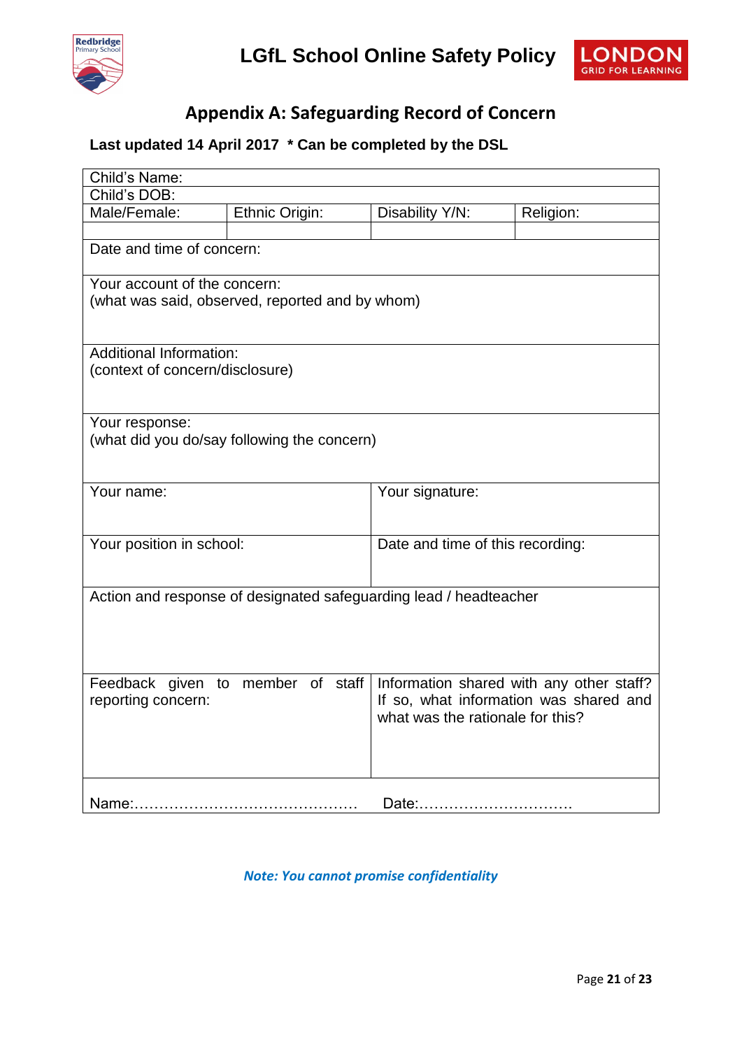## Appendix A: Safeguarding Record of Concern

**Last updated 14 April 2017 * Can be completed by the DSL**

| Child's Name: | | | |
|---|---|---|---|
| Child's DOB: | | | |
| Male/Female: | Ethnic Origin: | Disability Y/N: | Religion: |
| | | | |
| Date and time of concern: | | | |
| Your account of the concern:<br>(what was said, observed, reported and by whom) | | | |
| Additional Information:<br>(context of concern/disclosure) | | | |
| Your response:<br>(what did you do/say following the concern) | | | |
| Your name: | | Your signature: | |
| Your position in school: | | Date and time of this recording: | |
| Action and response of designated safeguarding lead / headteacher | | | |
| Feedback given to member of staff reporting concern: | | Information shared with any other staff? If so, what information was shared and what was the rationale for this? | |
| Name:……………………………………… | | Date:………………………… | |

***Note: You cannot promise confidentiality***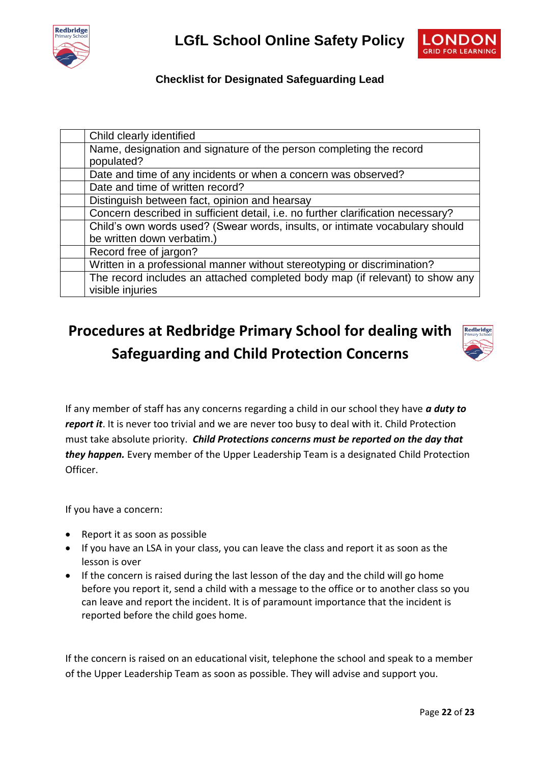### Checklist for Designated Safeguarding Lead

| | |
|---|---|
| | Child clearly identified |
| | Name, designation and signature of the person completing the record populated? |
| | Date and time of any incidents or when a concern was observed? |
| | Date and time of written record? |
| | Distinguish between fact, opinion and hearsay |
| | Concern described in sufficient detail, i.e. no further clarification necessary? |
| | Child's own words used? (Swear words, insults, or intimate vocabulary should be written down verbatim.) |
| | Record free of jargon? |
| | Written in a professional manner without stereotyping or discrimination? |
| | The record includes an attached completed body map (if relevant) to show any visible injuries |

## Procedures at Redbridge Primary School for dealing with Safeguarding and Child Protection Concerns

If any member of staff has any concerns regarding a child in our school they have ***a duty to report it***. It is never too trivial and we are never too busy to deal with it. Child Protection must take absolute priority. ***Child Protections concerns must be reported on the day that they happen.*** Every member of the Upper Leadership Team is a designated Child Protection Officer.

If you have a concern:

- Report it as soon as possible
- If you have an LSA in your class, you can leave the class and report it as soon as the lesson is over
- If the concern is raised during the last lesson of the day and the child will go home before you report it, send a child with a message to the office or to another class so you can leave and report the incident. It is of paramount importance that the incident is reported before the child goes home.

If the concern is raised on an educational visit, telephone the school and speak to a member of the Upper Leadership Team as soon as possible. They will advise and support you.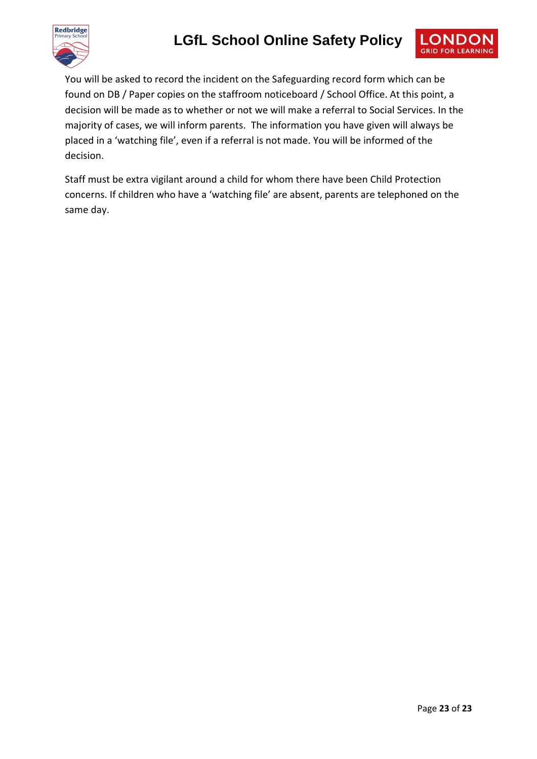You will be asked to record the incident on the Safeguarding record form which can be found on DB / Paper copies on the staffroom noticeboard / School Office. At this point, a decision will be made as to whether or not we will make a referral to Social Services. In the majority of cases, we will inform parents. The information you have given will always be placed in a 'watching file', even if a referral is not made. You will be informed of the decision.

Staff must be extra vigilant around a child for whom there have been Child Protection concerns. If children who have a 'watching file' are absent, parents are telephoned on the same day.